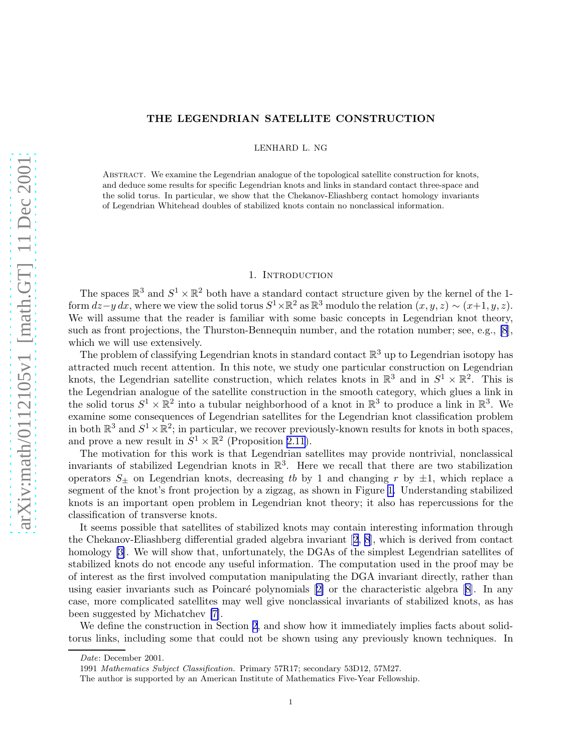# THE LEGENDRIAN SATELLITE CONSTRUCTION

LENHARD L. NG

ABSTRACT. We examine the Legendrian analogue of the topological satellite construction for knots, and deduce some results for specific Legendrian knots and links in standard contact three-space and the solid torus. In particular, we show that the Chekanov-Eliashberg contact homology invariants of Legendrian Whitehead doubles of stabilized knots contain no nonclassical information.

## 1. INTRODUCTION

The spaces $\mathbb{R}^3$ and $S^1 \times \mathbb{R}^2$ both have a standard contact structure given by the kernel of the 1-form $dz - y\,dx$, where we view the solid torus $S^1 \times \mathbb{R}^2$ as $\mathbb{R}^3$ modulo the relation $(x, y, z) \sim (x+1, y, z)$. We will assume that the reader is familiar with some basic concepts in Legendrian knot theory, such as front projections, the Thurston-Bennequin number, and the rotation number; see, e.g., [8], which we will use extensively.

The problem of classifying Legendrian knots in standard contact $\mathbb{R}^3$ up to Legendrian isotopy has attracted much recent attention. In this note, we study one particular construction on Legendrian knots, the Legendrian satellite construction, which relates knots in $\mathbb{R}^3$ and in $S^1 \times \mathbb{R}^2$. This is the Legendrian analogue of the satellite construction in the smooth category, which glues a link in the solid torus $S^1 \times \mathbb{R}^2$ into a tubular neighborhood of a knot in $\mathbb{R}^3$ to produce a link in $\mathbb{R}^3$. We examine some consequences of Legendrian satellites for the Legendrian knot classification problem in both $\mathbb{R}^3$ and $S^1 \times \mathbb{R}^2$; in particular, we recover previously-known results for knots in both spaces, and prove a new result in $S^1 \times \mathbb{R}^2$ (Proposition 2.11).

The motivation for this work is that Legendrian satellites may provide nontrivial, nonclassical invariants of stabilized Legendrian knots in $\mathbb{R}^3$. Here we recall that there are two stabilization operators $S_\pm$ on Legendrian knots, decreasing $tb$ by 1 and changing $r$ by $\pm 1$, which replace a segment of the knot's front projection by a zigzag, as shown in Figure 1. Understanding stabilized knots is an important open problem in Legendrian knot theory; it also has repercussions for the classification of transverse knots.

It seems possible that satellites of stabilized knots may contain interesting information through the Chekanov-Eliashberg differential graded algebra invariant [2, 8], which is derived from contact homology [3]. We will show that, unfortunately, the DGAs of the simplest Legendrian satellites of stabilized knots do not encode any useful information. The computation used in the proof may be of interest as the first involved computation manipulating the DGA invariant directly, rather than using easier invariants such as Poincaré polynomials [2] or the characteristic algebra [8]. In any case, more complicated satellites may well give nonclassical invariants of stabilized knots, as has been suggested by Michatchev [7].

We define the construction in Section 2, and show how it immediately implies facts about solid-torus links, including some that could not be shown using any previously known techniques. In

*Date*: December 2001.

1991 *Mathematics Subject Classification.* Primary 57R17; secondary 53D12, 57M27.

The author is supported by an American Institute of Mathematics Five-Year Fellowship.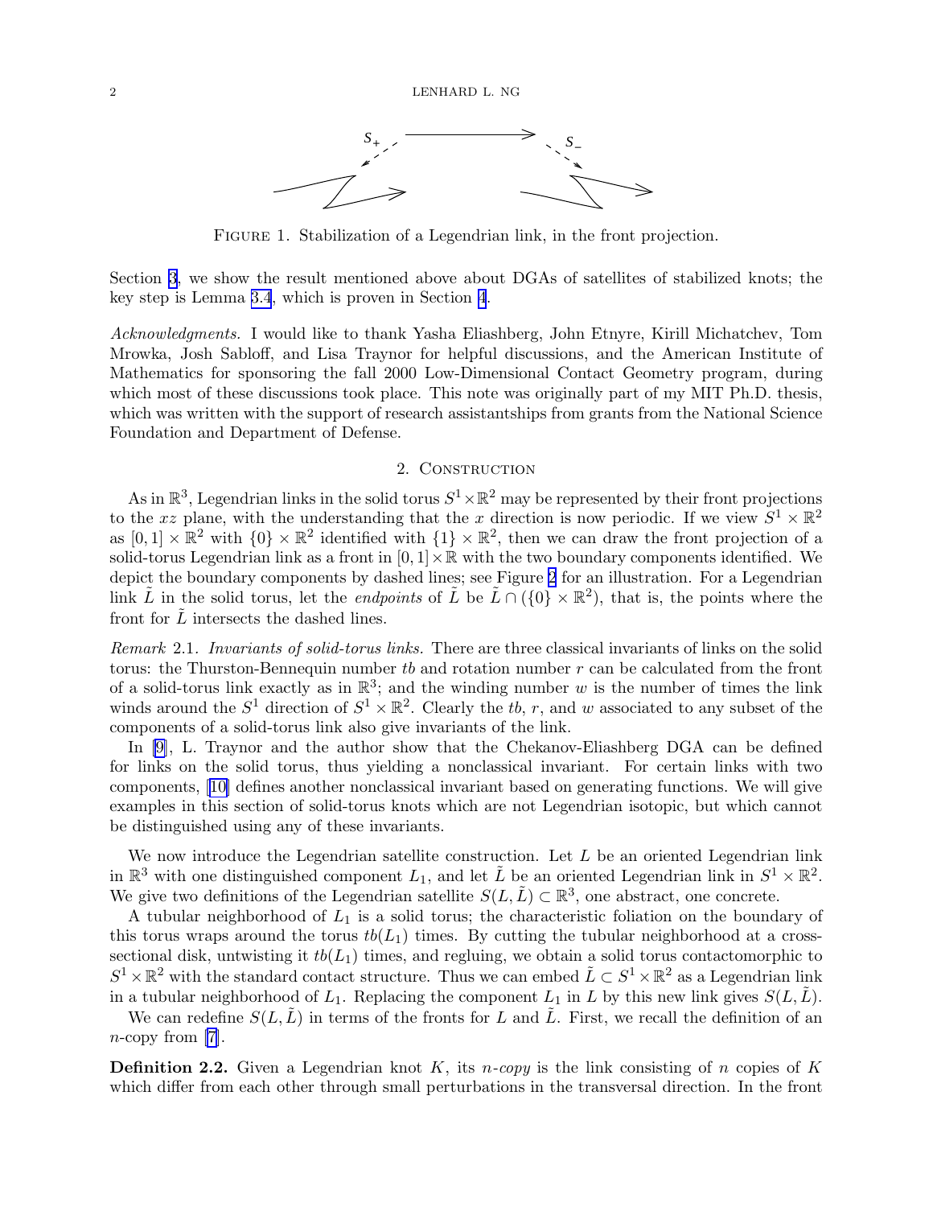Figure 1. Stabilization of a Legendrian link, in the front projection.

Section 3, we show the result mentioned above about DGAs of satellites of stabilized knots; the key step is Lemma 3.4, which is proven in Section 4.

*Acknowledgments.* I would like to thank Yasha Eliashberg, John Etnyre, Kirill Michatchev, Tom Mrowka, Josh Sabloff, and Lisa Traynor for helpful discussions, and the American Institute of Mathematics for sponsoring the fall 2000 Low-Dimensional Contact Geometry program, during which most of these discussions took place. This note was originally part of my MIT Ph.D. thesis, which was written with the support of research assistantships from grants from the National Science Foundation and Department of Defense.

## 2. Construction

As in $\mathbb{R}^3$, Legendrian links in the solid torus $S^1 \times \mathbb{R}^2$ may be represented by their front projections to the $xz$ plane, with the understanding that the $x$ direction is now periodic. If we view $S^1 \times \mathbb{R}^2$ as $[0,1] \times \mathbb{R}^2$ with $\{0\} \times \mathbb{R}^2$ identified with $\{1\} \times \mathbb{R}^2$, then we can draw the front projection of a solid-torus Legendrian link as a front in $[0,1] \times \mathbb{R}$ with the two boundary components identified. We depict the boundary components by dashed lines; see Figure 2 for an illustration. For a Legendrian link $\tilde{L}$ in the solid torus, let the *endpoints* of $\tilde{L}$ be $\tilde{L} \cap (\{0\} \times \mathbb{R}^2)$, that is, the points where the front for $\tilde{L}$ intersects the dashed lines.

*Remark* 2.1. *Invariants of solid-torus links.* There are three classical invariants of links on the solid torus: the Thurston-Bennequin number $tb$ and rotation number $r$ can be calculated from the front of a solid-torus link exactly as in $\mathbb{R}^3$; and the winding number $w$ is the number of times the link winds around the $S^1$ direction of $S^1 \times \mathbb{R}^2$. Clearly the $tb$, $r$, and $w$ associated to any subset of the components of a solid-torus link also give invariants of the link.

In [9], L. Traynor and the author show that the Chekanov-Eliashberg DGA can be defined for links on the solid torus, thus yielding a nonclassical invariant. For certain links with two components, [10] defines another nonclassical invariant based on generating functions. We will give examples in this section of solid-torus knots which are not Legendrian isotopic, but which cannot be distinguished using any of these invariants.

We now introduce the Legendrian satellite construction. Let $L$ be an oriented Legendrian link in $\mathbb{R}^3$ with one distinguished component $L_1$, and let $\tilde{L}$ be an oriented Legendrian link in $S^1 \times \mathbb{R}^2$. We give two definitions of the Legendrian satellite $S(L, \tilde{L}) \subset \mathbb{R}^3$, one abstract, one concrete.

A tubular neighborhood of $L_1$ is a solid torus; the characteristic foliation on the boundary of this torus wraps around the torus $tb(L_1)$ times. By cutting the tubular neighborhood at a cross-sectional disk, untwisting it $tb(L_1)$ times, and regluing, we obtain a solid torus contactomorphic to $S^1 \times \mathbb{R}^2$ with the standard contact structure. Thus we can embed $\tilde{L} \subset S^1 \times \mathbb{R}^2$ as a Legendrian link in a tubular neighborhood of $L_1$. Replacing the component $L_1$ in $L$ by this new link gives $S(L, \tilde{L})$.

We can redefine $S(L, \tilde{L})$ in terms of the fronts for $L$ and $\tilde{L}$. First, we recall the definition of an $n$-copy from [7].

**Definition 2.2.** Given a Legendrian knot $K$, its *n-copy* is the link consisting of $n$ copies of $K$ which differ from each other through small perturbations in the transversal direction. In the front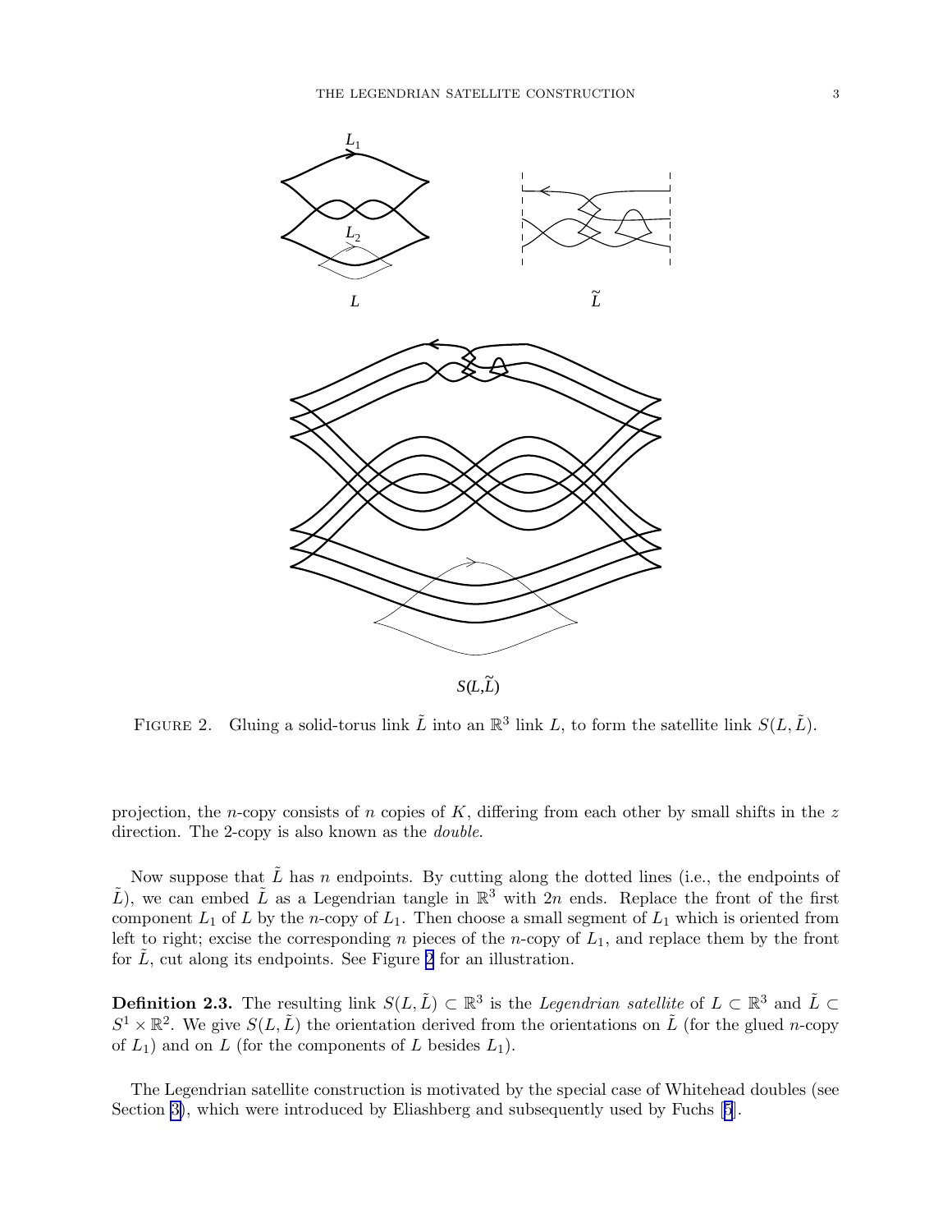FIGURE 2. Gluing a solid-torus link $\tilde{L}$ into an $\mathbb{R}^3$ link $L$, to form the satellite link $S(L, \tilde{L})$.

projection, the $n$-copy consists of $n$ copies of $K$, differing from each other by small shifts in the $z$ direction. The 2-copy is also known as the *double*.

Now suppose that $\tilde{L}$ has $n$ endpoints. By cutting along the dotted lines (i.e., the endpoints of $\tilde{L}$), we can embed $\tilde{L}$ as a Legendrian tangle in $\mathbb{R}^3$ with $2n$ ends. Replace the front of the first component $L_1$ of $L$ by the $n$-copy of $L_1$. Then choose a small segment of $L_1$ which is oriented from left to right; excise the corresponding $n$ pieces of the $n$-copy of $L_1$, and replace them by the front for $\tilde{L}$, cut along its endpoints. See Figure 2 for an illustration.

**Definition 2.3.** The resulting link $S(L, \tilde{L}) \subset \mathbb{R}^3$ is the *Legendrian satellite* of $L \subset \mathbb{R}^3$ and $\tilde{L} \subset S^1 \times \mathbb{R}^2$. We give $S(L, \tilde{L})$ the orientation derived from the orientations on $\tilde{L}$ (for the glued $n$-copy of $L_1$) and on $L$ (for the components of $L$ besides $L_1$).

The Legendrian satellite construction is motivated by the special case of Whitehead doubles (see Section 3), which were introduced by Eliashberg and subsequently used by Fuchs [5].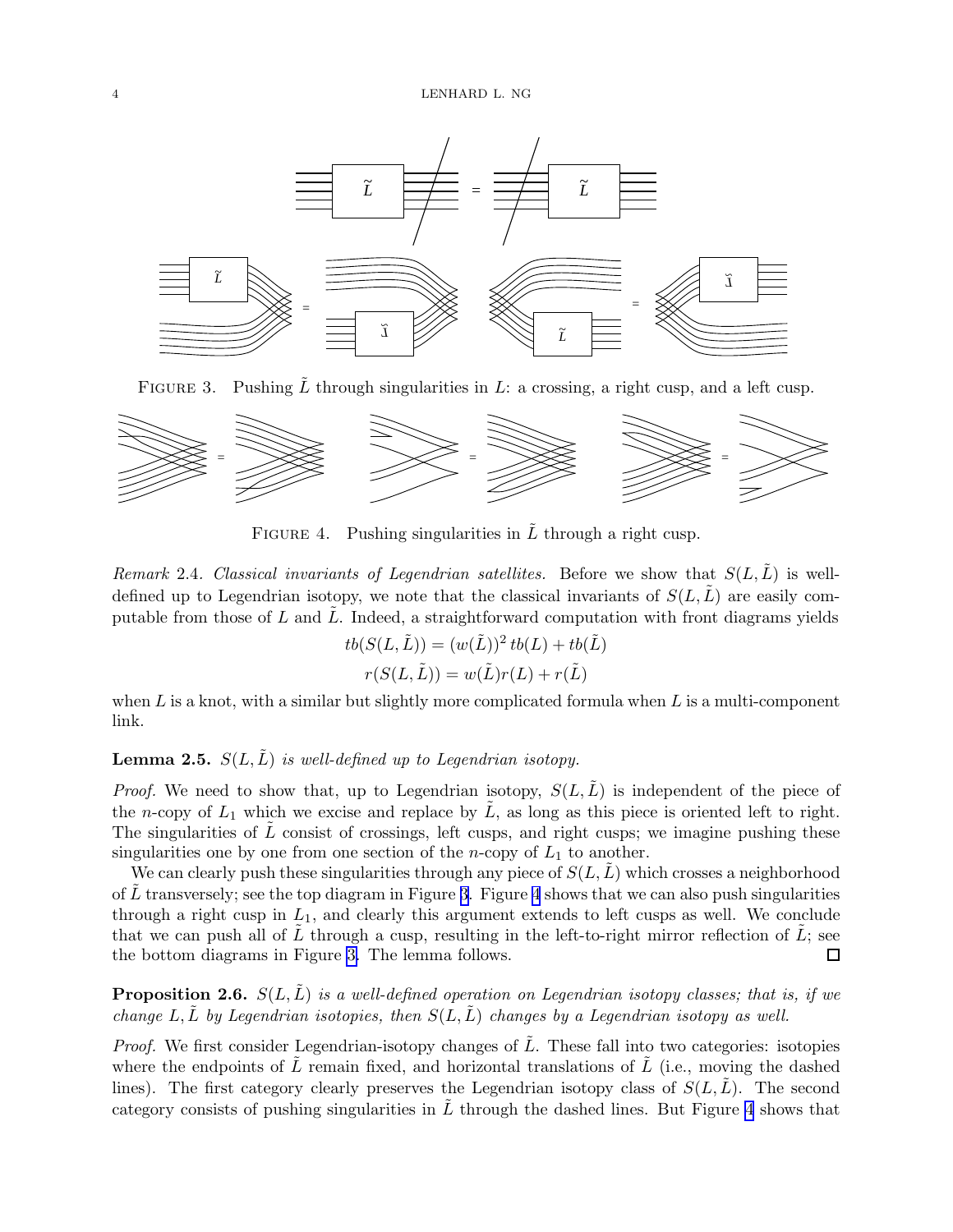FIGURE 3. Pushing $\tilde{L}$ through singularities in $L$: a crossing, a right cusp, and a left cusp.

FIGURE 4. Pushing singularities in $\tilde{L}$ through a right cusp.

*Remark* 2.4. *Classical invariants of Legendrian satellites.* Before we show that $S(L, \tilde{L})$ is well-defined up to Legendrian isotopy, we note that the classical invariants of $S(L, \tilde{L})$ are easily computable from those of $L$ and $\tilde{L}$. Indeed, a straightforward computation with front diagrams yields

$$tb(S(L, \tilde{L})) = (w(\tilde{L}))^2 \, tb(L) + tb(\tilde{L})$$
$$r(S(L, \tilde{L})) = w(\tilde{L}) r(L) + r(\tilde{L})$$

when $L$ is a knot, with a similar but slightly more complicated formula when $L$ is a multi-component link.

**Lemma 2.5.** *$S(L, \tilde{L})$ is well-defined up to Legendrian isotopy.*

*Proof.* We need to show that, up to Legendrian isotopy, $S(L, \tilde{L})$ is independent of the piece of the $n$-copy of $L_1$ which we excise and replace by $\tilde{L}$, as long as this piece is oriented left to right. The singularities of $\tilde{L}$ consist of crossings, left cusps, and right cusps; we imagine pushing these singularities one by one from one section of the $n$-copy of $L_1$ to another.

We can clearly push these singularities through any piece of $S(L, \tilde{L})$ which crosses a neighborhood of $\tilde{L}$ transversely; see the top diagram in Figure 3. Figure 4 shows that we can also push singularities through a right cusp in $L_1$, and clearly this argument extends to left cusps as well. We conclude that we can push all of $\tilde{L}$ through a cusp, resulting in the left-to-right mirror reflection of $\tilde{L}$; see the bottom diagrams in Figure 3. The lemma follows. □

**Proposition 2.6.** *$S(L, \tilde{L})$ is a well-defined operation on Legendrian isotopy classes; that is, if we change $L, \tilde{L}$ by Legendrian isotopies, then $S(L, \tilde{L})$ changes by a Legendrian isotopy as well.*

*Proof.* We first consider Legendrian-isotopy changes of $\tilde{L}$. These fall into two categories: isotopies where the endpoints of $\tilde{L}$ remain fixed, and horizontal translations of $\tilde{L}$ (i.e., moving the dashed lines). The first category clearly preserves the Legendrian isotopy class of $S(L, \tilde{L})$. The second category consists of pushing singularities in $\tilde{L}$ through the dashed lines. But Figure 4 shows that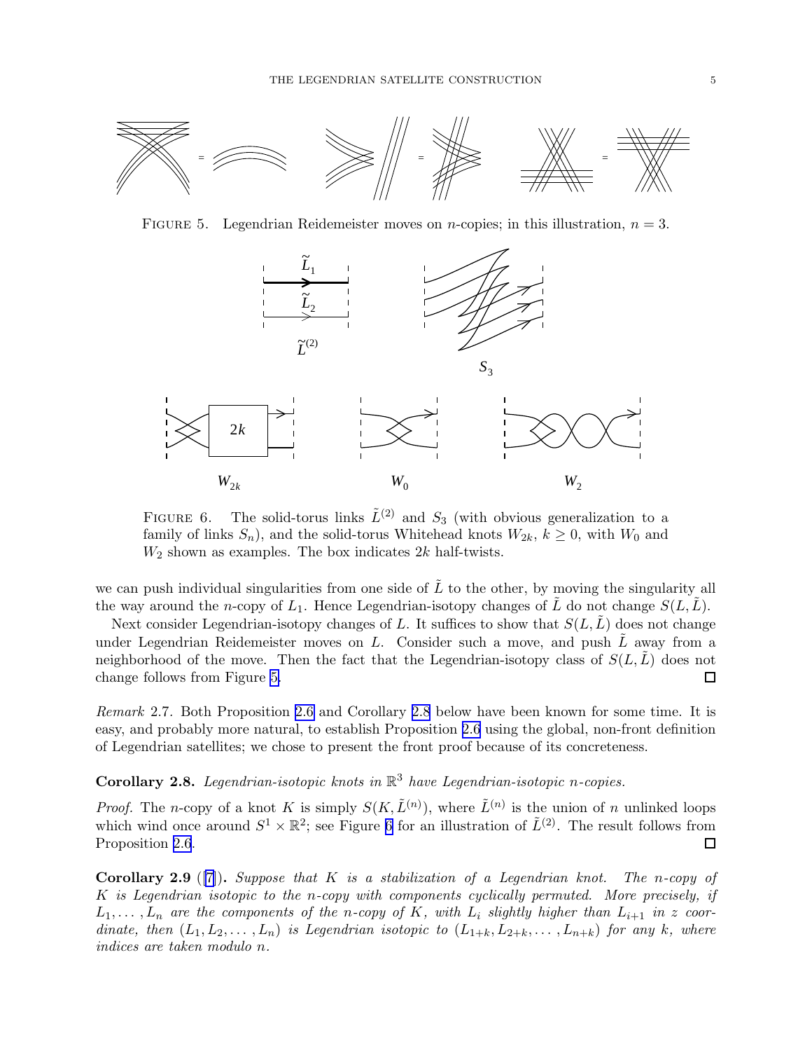FIGURE 5. Legendrian Reidemeister moves on $n$-copies; in this illustration, $n = 3$.

FIGURE 6. The solid-torus links $\tilde{L}^{(2)}$ and $S_3$ (with obvious generalization to a family of links $S_n$), and the solid-torus Whitehead knots $W_{2k}$, $k \geq 0$, with $W_0$ and $W_2$ shown as examples. The box indicates $2k$ half-twists.

we can push individual singularities from one side of $\tilde{L}$ to the other, by moving the singularity all the way around the $n$-copy of $L_1$. Hence Legendrian-isotopy changes of $\tilde{L}$ do not change $S(L, \tilde{L})$.

Next consider Legendrian-isotopy changes of $L$. It suffices to show that $S(L, \tilde{L})$ does not change under Legendrian Reidemeister moves on $L$. Consider such a move, and push $\tilde{L}$ away from a neighborhood of the move. Then the fact that the Legendrian-isotopy class of $S(L, \tilde{L})$ does not change follows from Figure 5. □

*Remark* 2.7. Both Proposition 2.6 and Corollary 2.8 below have been known for some time. It is easy, and probably more natural, to establish Proposition 2.6 using the global, non-front definition of Legendrian satellites; we chose to present the front proof because of its concreteness.

**Corollary 2.8.** *Legendrian-isotopic knots in $\mathbb{R}^3$ have Legendrian-isotopic $n$-copies.*

*Proof.* The $n$-copy of a knot $K$ is simply $S(K, \tilde{L}^{(n)})$, where $\tilde{L}^{(n)}$ is the union of $n$ unlinked loops which wind once around $S^1 \times \mathbb{R}^2$; see Figure 6 for an illustration of $\tilde{L}^{(2)}$. The result follows from Proposition 2.6. □

**Corollary 2.9** ([7]). *Suppose that $K$ is a stabilization of a Legendrian knot. The $n$-copy of $K$ is Legendrian isotopic to the $n$-copy with components cyclically permuted. More precisely, if $L_1, \ldots, L_n$ are the components of the $n$-copy of $K$, with $L_i$ slightly higher than $L_{i+1}$ in $z$ coordinate, then $(L_1, L_2, \ldots, L_n)$ is Legendrian isotopic to $(L_{1+k}, L_{2+k}, \ldots, L_{n+k})$ for any $k$, where indices are taken modulo $n$.*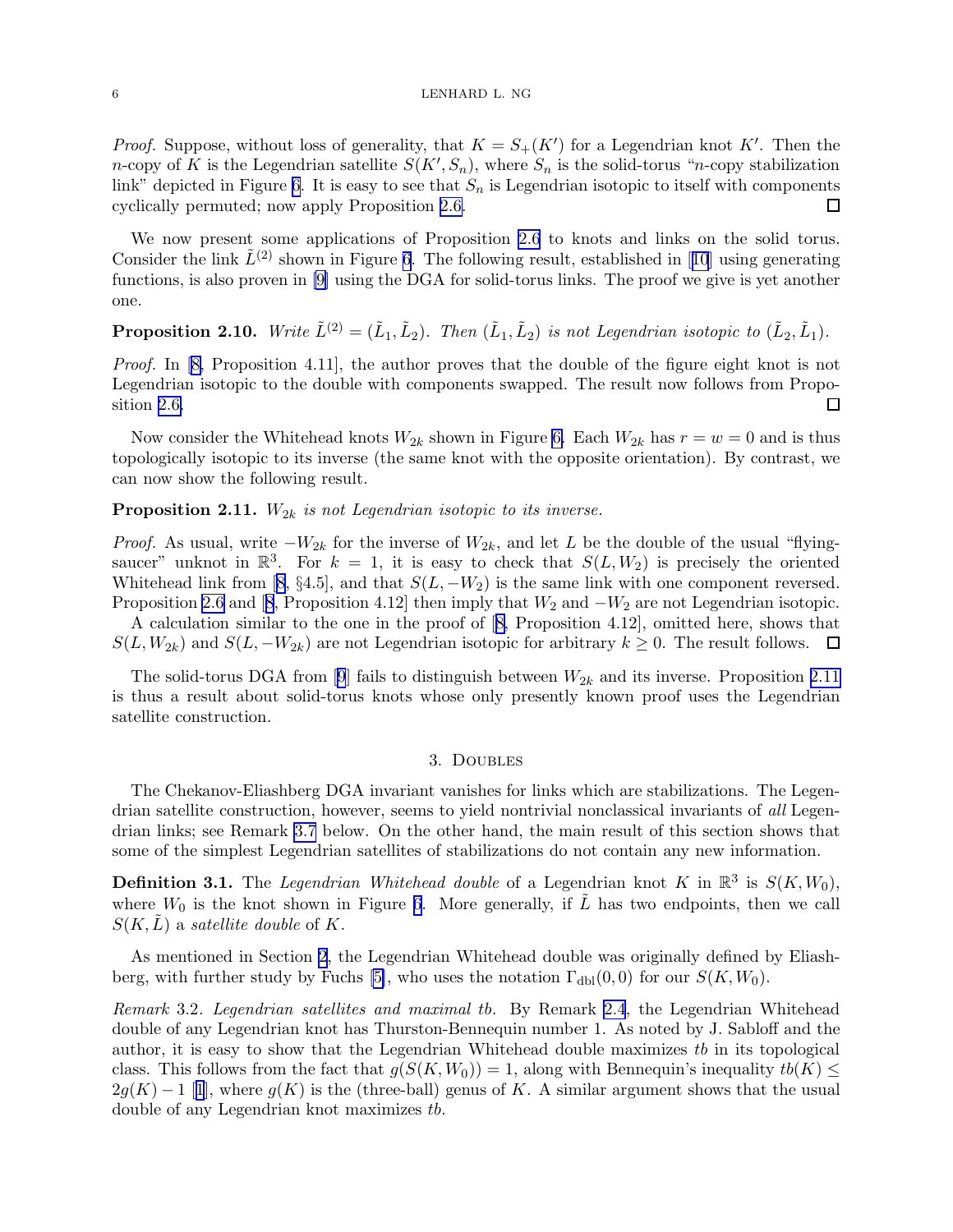*Proof.* Suppose, without loss of generality, that $K = S_+(K')$ for a Legendrian knot $K'$. Then the $n$-copy of $K$ is the Legendrian satellite $S(K', S_n)$, where $S_n$ is the solid-torus "$n$-copy stabilization link" depicted in Figure 6. It is easy to see that $S_n$ is Legendrian isotopic to itself with components cyclically permuted; now apply Proposition 2.6. □

We now present some applications of Proposition 2.6 to knots and links on the solid torus. Consider the link $\tilde{L}^{(2)}$ shown in Figure 6. The following result, established in [10] using generating functions, is also proven in [9] using the DGA for solid-torus links. The proof we give is yet another one.

**Proposition 2.10.** *Write $\tilde{L}^{(2)} = (\tilde{L}_1, \tilde{L}_2)$. Then $(\tilde{L}_1, \tilde{L}_2)$ is not Legendrian isotopic to $(\tilde{L}_2, \tilde{L}_1)$.*

*Proof.* In [8, Proposition 4.11], the author proves that the double of the figure eight knot is not Legendrian isotopic to the double with components swapped. The result now follows from Proposition 2.6. □

Now consider the Whitehead knots $W_{2k}$ shown in Figure 6. Each $W_{2k}$ has $r = w = 0$ and is thus topologically isotopic to its inverse (the same knot with the opposite orientation). By contrast, we can now show the following result.

**Proposition 2.11.** *$W_{2k}$ is not Legendrian isotopic to its inverse.*

*Proof.* As usual, write $-W_{2k}$ for the inverse of $W_{2k}$, and let $L$ be the double of the usual "flying-saucer" unknot in $\mathbb{R}^3$. For $k = 1$, it is easy to check that $S(L, W_2)$ is precisely the oriented Whitehead link from [8, §4.5], and that $S(L, -W_2)$ is the same link with one component reversed. Proposition 2.6 and [8, Proposition 4.12] then imply that $W_2$ and $-W_2$ are not Legendrian isotopic.

A calculation similar to the one in the proof of [8, Proposition 4.12], omitted here, shows that $S(L, W_{2k})$ and $S(L, -W_{2k})$ are not Legendrian isotopic for arbitrary $k \geq 0$. The result follows. □

The solid-torus DGA from [9] fails to distinguish between $W_{2k}$ and its inverse. Proposition 2.11 is thus a result about solid-torus knots whose only presently known proof uses the Legendrian satellite construction.

## 3. Doubles

The Chekanov-Eliashberg DGA invariant vanishes for links which are stabilizations. The Legendrian satellite construction, however, seems to yield nontrivial nonclassical invariants of *all* Legendrian links; see Remark 3.7 below. On the other hand, the main result of this section shows that some of the simplest Legendrian satellites of stabilizations do not contain any new information.

**Definition 3.1.** The *Legendrian Whitehead double* of a Legendrian knot $K$ in $\mathbb{R}^3$ is $S(K, W_0)$, where $W_0$ is the knot shown in Figure 6. More generally, if $\tilde{L}$ has two endpoints, then we call $S(K, \tilde{L})$ a *satellite double* of $K$.

As mentioned in Section 2, the Legendrian Whitehead double was originally defined by Eliashberg, with further study by Fuchs [5], who uses the notation $\Gamma_{\mathrm{dbl}}(0,0)$ for our $S(K, W_0)$.

*Remark* 3.2. *Legendrian satellites and maximal tb.* By Remark 2.4, the Legendrian Whitehead double of any Legendrian knot has Thurston-Bennequin number 1. As noted by J. Sabloff and the author, it is easy to show that the Legendrian Whitehead double maximizes *tb* in its topological class. This follows from the fact that $g(S(K, W_0)) = 1$, along with Bennequin's inequality $tb(K) \leq 2g(K) - 1$ [1], where $g(K)$ is the (three-ball) genus of $K$. A similar argument shows that the usual double of any Legendrian knot maximizes *tb*.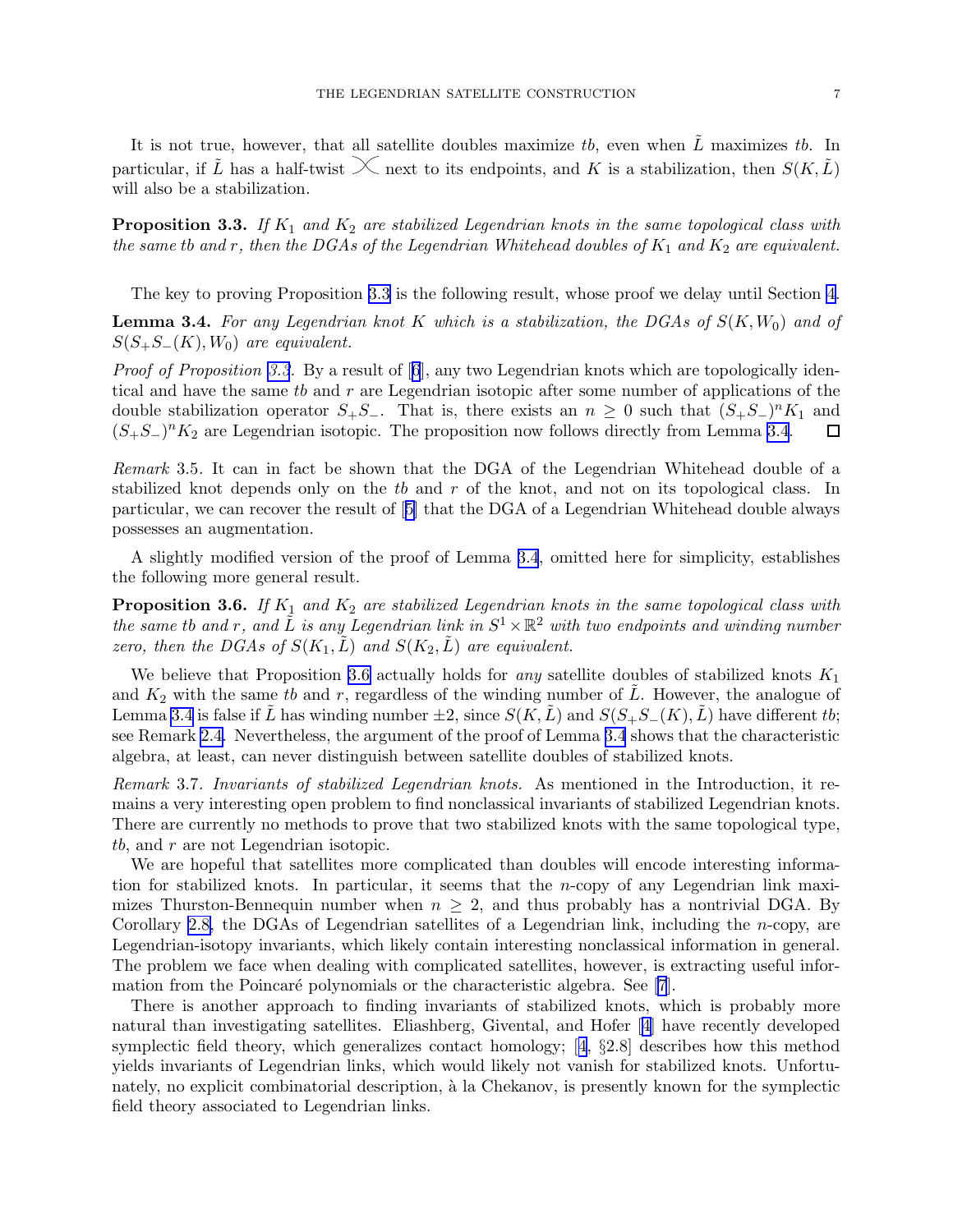It is not true, however, that all satellite doubles maximize *tb*, even when $\tilde{L}$ maximizes *tb*. In particular, if $\tilde{L}$ has a half-twist $\asymp$ next to its endpoints, and $K$ is a stabilization, then $S(K, \tilde{L})$ will also be a stabilization.

**Proposition 3.3.** *If $K_1$ and $K_2$ are stabilized Legendrian knots in the same topological class with the same tb and $r$, then the DGAs of the Legendrian Whitehead doubles of $K_1$ and $K_2$ are equivalent.*

The key to proving Proposition 3.3 is the following result, whose proof we delay until Section 4.

**Lemma 3.4.** *For any Legendrian knot $K$ which is a stabilization, the DGAs of $S(K, W_0)$ and of $S(S_+S_-(K), W_0)$ are equivalent.*

*Proof of Proposition 3.3.* By a result of [6], any two Legendrian knots which are topologically identical and have the same *tb* and $r$ are Legendrian isotopic after some number of applications of the double stabilization operator $S_+S_-$. That is, there exists an $n \geq 0$ such that $(S_+S_-)^n K_1$ and $(S_+S_-)^n K_2$ are Legendrian isotopic. The proposition now follows directly from Lemma 3.4. □

*Remark* 3.5. It can in fact be shown that the DGA of the Legendrian Whitehead double of a stabilized knot depends only on the *tb* and $r$ of the knot, and not on its topological class. In particular, we can recover the result of [5] that the DGA of a Legendrian Whitehead double always possesses an augmentation.

A slightly modified version of the proof of Lemma 3.4, omitted here for simplicity, establishes the following more general result.

**Proposition 3.6.** *If $K_1$ and $K_2$ are stabilized Legendrian knots in the same topological class with the same tb and $r$, and $\tilde{L}$ is any Legendrian link in $S^1 \times \mathbb{R}^2$ with two endpoints and winding number zero, then the DGAs of $S(K_1, \tilde{L})$ and $S(K_2, \tilde{L})$ are equivalent.*

We believe that Proposition 3.6 actually holds for *any* satellite doubles of stabilized knots $K_1$ and $K_2$ with the same *tb* and $r$, regardless of the winding number of $\tilde{L}$. However, the analogue of Lemma 3.4 is false if $\tilde{L}$ has winding number $\pm 2$, since $S(K, \tilde{L})$ and $S(S_+S_-(K), \tilde{L})$ have different *tb*; see Remark 2.4. Nevertheless, the argument of the proof of Lemma 3.4 shows that the characteristic algebra, at least, can never distinguish between satellite doubles of stabilized knots.

*Remark* 3.7. *Invariants of stabilized Legendrian knots.* As mentioned in the Introduction, it remains a very interesting open problem to find nonclassical invariants of stabilized Legendrian knots. There are currently no methods to prove that two stabilized knots with the same topological type, *tb*, and $r$ are not Legendrian isotopic.

We are hopeful that satellites more complicated than doubles will encode interesting information for stabilized knots. In particular, it seems that the $n$-copy of any Legendrian link maximizes Thurston-Bennequin number when $n \geq 2$, and thus probably has a nontrivial DGA. By Corollary 2.8, the DGAs of Legendrian satellites of a Legendrian link, including the $n$-copy, are Legendrian-isotopy invariants, which likely contain interesting nonclassical information in general. The problem we face when dealing with complicated satellites, however, is extracting useful information from the Poincaré polynomials or the characteristic algebra. See [7].

There is another approach to finding invariants of stabilized knots, which is probably more natural than investigating satellites. Eliashberg, Givental, and Hofer [4] have recently developed symplectic field theory, which generalizes contact homology; [4, §2.8] describes how this method yields invariants of Legendrian links, which would likely not vanish for stabilized knots. Unfortunately, no explicit combinatorial description, à la Chekanov, is presently known for the symplectic field theory associated to Legendrian links.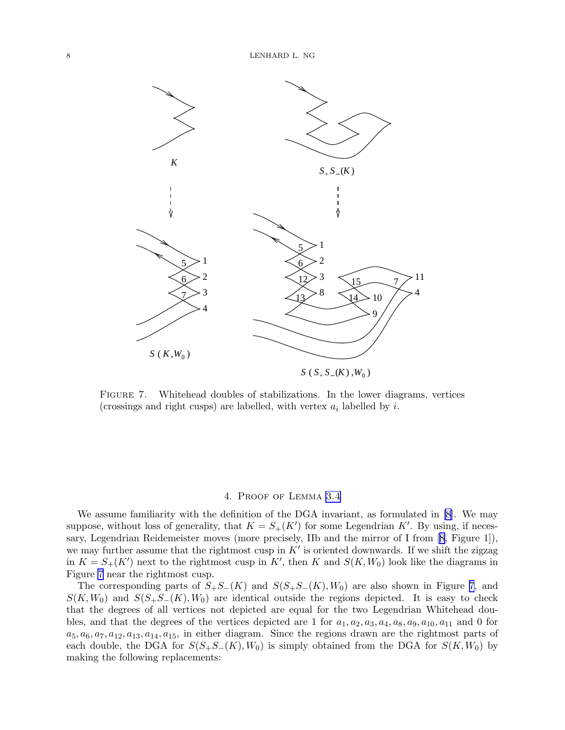Figure 7. Whitehead doubles of stabilizations. In the lower diagrams, vertices (crossings and right cusps) are labelled, with vertex $a_i$ labelled by $i$.

## 4. Proof of Lemma 3.4

We assume familiarity with the definition of the DGA invariant, as formulated in [8]. We may suppose, without loss of generality, that $K = S_+(K')$ for some Legendrian $K'$. By using, if necessary, Legendrian Reidemeister moves (more precisely, IIb and the mirror of I from [8, Figure 1]), we may further assume that the rightmost cusp in $K'$ is oriented downwards. If we shift the zigzag in $K = S_+(K')$ next to the rightmost cusp in $K'$, then $K$ and $S(K, W_0)$ look like the diagrams in Figure 7 near the rightmost cusp.

The corresponding parts of $S_+S_-(K)$ and $S(S_+S_-(K), W_0)$ are also shown in Figure 7, and $S(K, W_0)$ and $S(S_+S_-(K), W_0)$ are identical outside the regions depicted. It is easy to check that the degrees of all vertices not depicted are equal for the two Legendrian Whitehead doubles, and that the degrees of the vertices depicted are 1 for $a_1, a_2, a_3, a_4, a_8, a_9, a_{10}, a_{11}$ and 0 for $a_5, a_6, a_7, a_{12}, a_{13}, a_{14}, a_{15}$, in either diagram. Since the regions drawn are the rightmost parts of each double, the DGA for $S(S_+S_-(K), W_0)$ is simply obtained from the DGA for $S(K, W_0)$ by making the following replacements: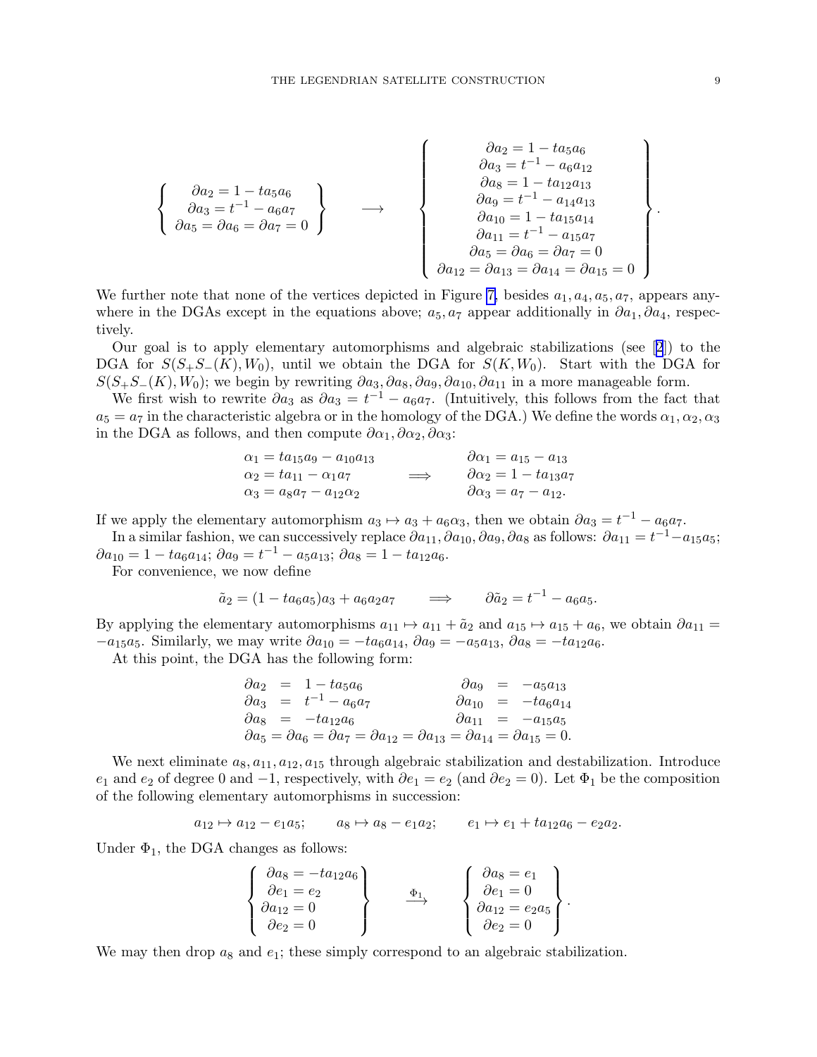$$\left\{ \begin{array}{c} \partial a_2 = 1 - t a_5 a_6 \\ \partial a_3 = t^{-1} - a_6 a_7 \\ \partial a_5 = \partial a_6 = \partial a_7 = 0 \end{array} \right\} \quad \longrightarrow \quad \left\{ \begin{array}{c} \partial a_2 = 1 - t a_5 a_6 \\ \partial a_3 = t^{-1} - a_6 a_{12} \\ \partial a_8 = 1 - t a_{12} a_{13} \\ \partial a_9 = t^{-1} - a_{14} a_{13} \\ \partial a_{10} = 1 - t a_{15} a_{14} \\ \partial a_{11} = t^{-1} - a_{15} a_7 \\ \partial a_5 = \partial a_6 = \partial a_7 = 0 \\ \partial a_{12} = \partial a_{13} = \partial a_{14} = \partial a_{15} = 0 \end{array} \right\}.$$

We further note that none of the vertices depicted in Figure 7, besides $a_1, a_4, a_5, a_7$, appears anywhere in the DGAs except in the equations above; $a_5, a_7$ appear additionally in $\partial a_1, \partial a_4$, respectively.

Our goal is to apply elementary automorphisms and algebraic stabilizations (see [2]) to the DGA for $S(S_+S_-(K), W_0)$, until we obtain the DGA for $S(K, W_0)$. Start with the DGA for $S(S_+S_-(K), W_0)$; we begin by rewriting $\partial a_3, \partial a_8, \partial a_9, \partial a_{10}, \partial a_{11}$ in a more manageable form.

We first wish to rewrite $\partial a_3$ as $\partial a_3 = t^{-1} - a_6 a_7$. (Intuitively, this follows from the fact that $a_5 = a_7$ in the characteristic algebra or in the homology of the DGA.) We define the words $\alpha_1, \alpha_2, \alpha_3$ in the DGA as follows, and then compute $\partial\alpha_1, \partial\alpha_2, \partial\alpha_3$:

$$\begin{array}{lcl} \alpha_1 = t a_{15} a_9 - a_{10} a_{13} & & \partial\alpha_1 = a_{15} - a_{13} \\ \alpha_2 = t a_{11} - \alpha_1 a_7 & \Longrightarrow & \partial\alpha_2 = 1 - t a_{13} a_7 \\ \alpha_3 = a_8 a_7 - a_{12} \alpha_2 & & \partial\alpha_3 = a_7 - a_{12}. \end{array}$$

If we apply the elementary automorphism $a_3 \mapsto a_3 + a_6 \alpha_3$, then we obtain $\partial a_3 = t^{-1} - a_6 a_7$.

In a similar fashion, we can successively replace $\partial a_{11}, \partial a_{10}, \partial a_9, \partial a_8$ as follows: $\partial a_{11} = t^{-1} - a_{15} a_5$; $\partial a_{10} = 1 - t a_6 a_{14}$; $\partial a_9 = t^{-1} - a_5 a_{13}$; $\partial a_8 = 1 - t a_{12} a_6$.

For convenience, we now define

$$\tilde{a}_2 = (1 - t a_6 a_5) a_3 + a_6 a_2 a_7 \qquad \Longrightarrow \qquad \partial\tilde{a}_2 = t^{-1} - a_6 a_5.$$

By applying the elementary automorphisms $a_{11} \mapsto a_{11} + \tilde{a}_2$ and $a_{15} \mapsto a_{15} + a_6$, we obtain $\partial a_{11} = -a_{15} a_5$. Similarly, we may write $\partial a_{10} = -t a_6 a_{14}$, $\partial a_9 = -a_5 a_{13}$, $\partial a_8 = -t a_{12} a_6$.

At this point, the DGA has the following form:

$$\begin{array}{lclclcl} \partial a_2 & = & 1 - t a_5 a_6 & & \partial a_9 & = & -a_5 a_{13} \\ \partial a_3 & = & t^{-1} - a_6 a_7 & & \partial a_{10} & = & -t a_6 a_{14} \\ \partial a_8 & = & -t a_{12} a_6 & & \partial a_{11} & = & -a_{15} a_5 \\ \multicolumn{7}{l}{\partial a_5 = \partial a_6 = \partial a_7 = \partial a_{12} = \partial a_{13} = \partial a_{14} = \partial a_{15} = 0.} \end{array}$$

We next eliminate $a_8, a_{11}, a_{12}, a_{15}$ through algebraic stabilization and destabilization. Introduce $e_1$ and $e_2$ of degree 0 and $-1$, respectively, with $\partial e_1 = e_2$ (and $\partial e_2 = 0$). Let $\Phi_1$ be the composition of the following elementary automorphisms in succession:

$$a_{12} \mapsto a_{12} - e_1 a_5; \qquad a_8 \mapsto a_8 - e_1 a_2; \qquad e_1 \mapsto e_1 + t a_{12} a_6 - e_2 a_2.$$

Under $\Phi_1$, the DGA changes as follows:

$$\left\{ \begin{array}{l} \partial a_8 = -t a_{12} a_6 \\ \partial e_1 = e_2 \\ \partial a_{12} = 0 \\ \partial e_2 = 0 \end{array} \right\} \quad \xrightarrow{\Phi_1} \quad \left\{ \begin{array}{l} \partial a_8 = e_1 \\ \partial e_1 = 0 \\ \partial a_{12} = e_2 a_5 \\ \partial e_2 = 0 \end{array} \right\}.$$

We may then drop $a_8$ and $e_1$; these simply correspond to an algebraic stabilization.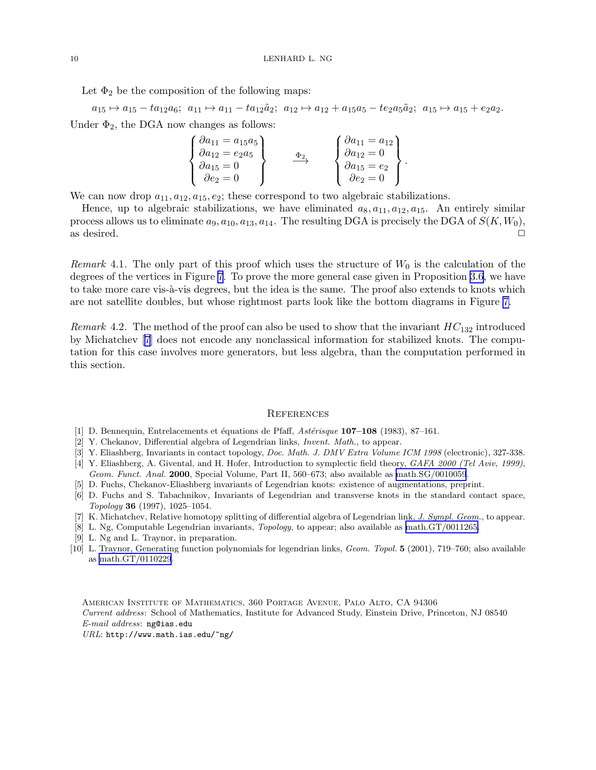Let $\Phi_2$ be the composition of the following maps:

$$a_{15} \mapsto a_{15} - ta_{12}a_6; \;\; a_{11} \mapsto a_{11} - ta_{12}\tilde{a}_2; \;\; a_{12} \mapsto a_{12} + a_{15}a_5 - te_2a_5\tilde{a}_2; \;\; a_{15} \mapsto a_{15} + e_2a_2.$$

Under $\Phi_2$, the DGA now changes as follows:

$$\left\{ \begin{array}{l} \partial a_{11} = a_{15}a_5 \\ \partial a_{12} = e_2 a_5 \\ \partial a_{15} = 0 \\ \partial e_2 = 0 \end{array} \right\} \quad \xrightarrow{\Phi_2} \quad \left\{ \begin{array}{l} \partial a_{11} = a_{12} \\ \partial a_{12} = 0 \\ \partial a_{15} = e_2 \\ \partial e_2 = 0 \end{array} \right\}.$$

We can now drop $a_{11}, a_{12}, a_{15}, e_2$; these correspond to two algebraic stabilizations.

Hence, up to algebraic stabilizations, we have eliminated $a_8, a_{11}, a_{12}, a_{15}$. An entirely similar process allows us to eliminate $a_9, a_{10}, a_{13}, a_{14}$. The resulting DGA is precisely the DGA of $S(K, W_0)$, as desired. □

*Remark* 4.1. The only part of this proof which uses the structure of $W_0$ is the calculation of the degrees of the vertices in Figure 7. To prove the more general case given in Proposition 3.6, we have to take more care vis-à-vis degrees, but the idea is the same. The proof also extends to knots which are not satellite doubles, but whose rightmost parts look like the bottom diagrams in Figure 7.

*Remark* 4.2. The method of the proof can also be used to show that the invariant $HC_{132}$ introduced by Michatchev [7] does not encode any nonclassical information for stabilized knots. The computation for this case involves more generators, but less algebra, than the computation performed in this section.

## References

[1] D. Bennequin, Entrelacements et équations de Pfaff, *Astérisque* **107–108** (1983), 87–161.
[2] Y. Chekanov, Differential algebra of Legendrian links, *Invent. Math.*, to appear.
[3] Y. Eliashberg, Invariants in contact topology, *Doc. Math. J. DMV Extra Volume ICM 1998* (electronic), 327-338.
[4] Y. Eliashberg, A. Givental, and H. Hofer, Introduction to symplectic field theory, *GAFA 2000 (Tel Aviv, 1999)*, *Geom. Funct. Anal.* **2000**, Special Volume, Part II, 560–673; also available as math.SG/0010059.
[5] D. Fuchs, Chekanov-Eliashberg invariants of Legendrian knots: existence of augmentations, preprint.
[6] D. Fuchs and S. Tabachnikov, Invariants of Legendrian and transverse knots in the standard contact space, *Topology* **36** (1997), 1025–1054.
[7] K. Michatchev, Relative homotopy splitting of differential algebra of Legendrian link, *J. Sympl. Geom.*, to appear.
[8] L. Ng, Computable Legendrian invariants, *Topology*, to appear; also available as math.GT/0011265.
[9] L. Ng and L. Traynor, in preparation.
[10] L. Traynor, Generating function polynomials for legendrian links, *Geom. Topol.* **5** (2001), 719–760; also available as math.GT/0110229.

American Institute of Mathematics, 360 Portage Avenue, Palo Alto, CA 94306
*Current address*: School of Mathematics, Institute for Advanced Study, Einstein Drive, Princeton, NJ 08540
*E-mail address*: `ng@ias.edu`
*URL*: `http://www.math.ias.edu/~ng/`